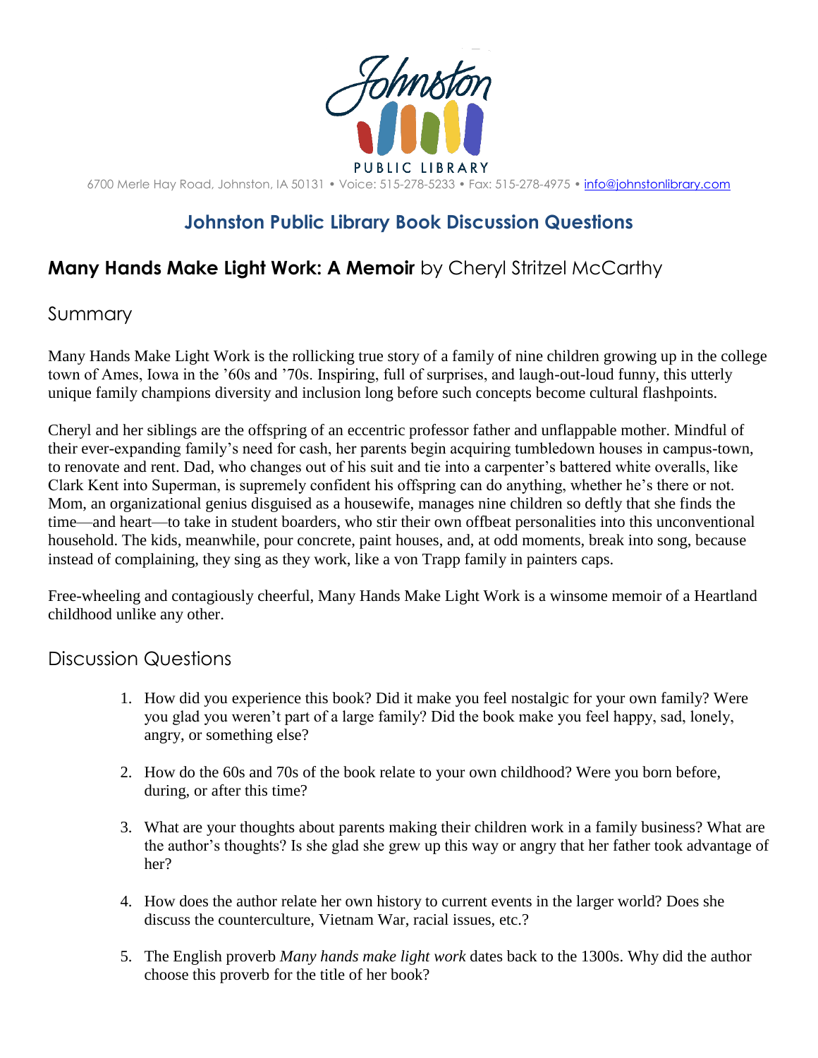Johnston PUBLIC LIBRARY

6700 Merle Hay Road, Johnston, IA 50131 • Voice: 515-278-5233 • Fax: 515-278-4975 • info@johnstonlibrary.com

## Johnston Public Library Book Discussion Questions

## **Many Hands Make Light Work: A Memoir** by Cheryl Stritzel McCarthy

### Summary

Many Hands Make Light Work is the rollicking true story of a family of nine children growing up in the college town of Ames, Iowa in the '60s and '70s. Inspiring, full of surprises, and laugh-out-loud funny, this utterly unique family champions diversity and inclusion long before such concepts become cultural flashpoints.

Cheryl and her siblings are the offspring of an eccentric professor father and unflappable mother. Mindful of their ever-expanding family's need for cash, her parents begin acquiring tumbledown houses in campus-town, to renovate and rent. Dad, who changes out of his suit and tie into a carpenter's battered white overalls, like Clark Kent into Superman, is supremely confident his offspring can do anything, whether he's there or not. Mom, an organizational genius disguised as a housewife, manages nine children so deftly that she finds the time—and heart—to take in student boarders, who stir their own offbeat personalities into this unconventional household. The kids, meanwhile, pour concrete, paint houses, and, at odd moments, break into song, because instead of complaining, they sing as they work, like a von Trapp family in painters caps.

Free-wheeling and contagiously cheerful, Many Hands Make Light Work is a winsome memoir of a Heartland childhood unlike any other.

### Discussion Questions

1. How did you experience this book? Did it make you feel nostalgic for your own family? Were you glad you weren't part of a large family? Did the book make you feel happy, sad, lonely, angry, or something else?

2. How do the 60s and 70s of the book relate to your own childhood? Were you born before, during, or after this time?

3. What are your thoughts about parents making their children work in a family business? What are the author's thoughts? Is she glad she grew up this way or angry that her father took advantage of her?

4. How does the author relate her own history to current events in the larger world? Does she discuss the counterculture, Vietnam War, racial issues, etc.?

5. The English proverb *Many hands make light work* dates back to the 1300s. Why did the author choose this proverb for the title of her book?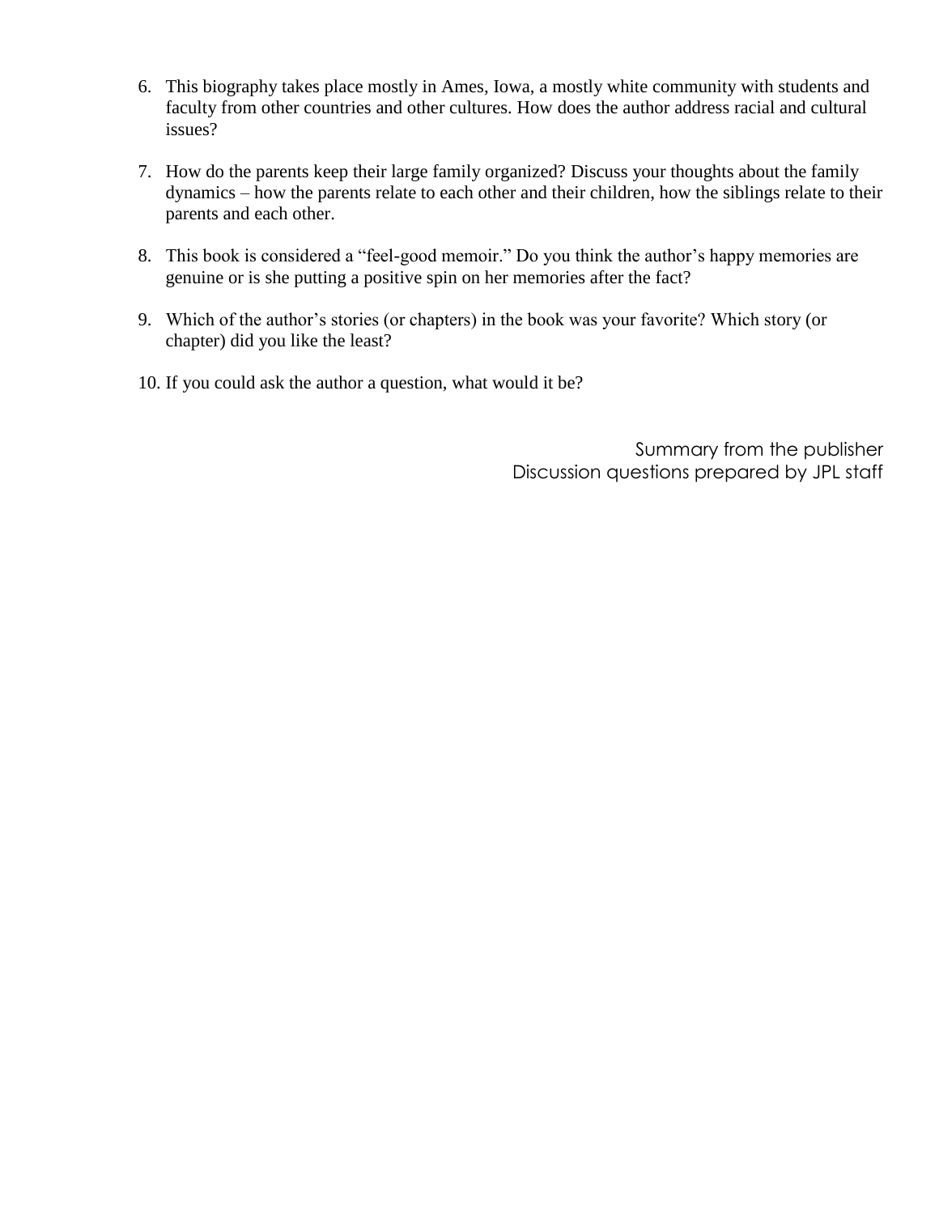6. This biography takes place mostly in Ames, Iowa, a mostly white community with students and faculty from other countries and other cultures. How does the author address racial and cultural issues?

7. How do the parents keep their large family organized? Discuss your thoughts about the family dynamics – how the parents relate to each other and their children, how the siblings relate to their parents and each other.

8. This book is considered a "feel-good memoir." Do you think the author's happy memories are genuine or is she putting a positive spin on her memories after the fact?

9. Which of the author's stories (or chapters) in the book was your favorite? Which story (or chapter) did you like the least?

10. If you could ask the author a question, what would it be?

Summary from the publisher
Discussion questions prepared by JPL staff